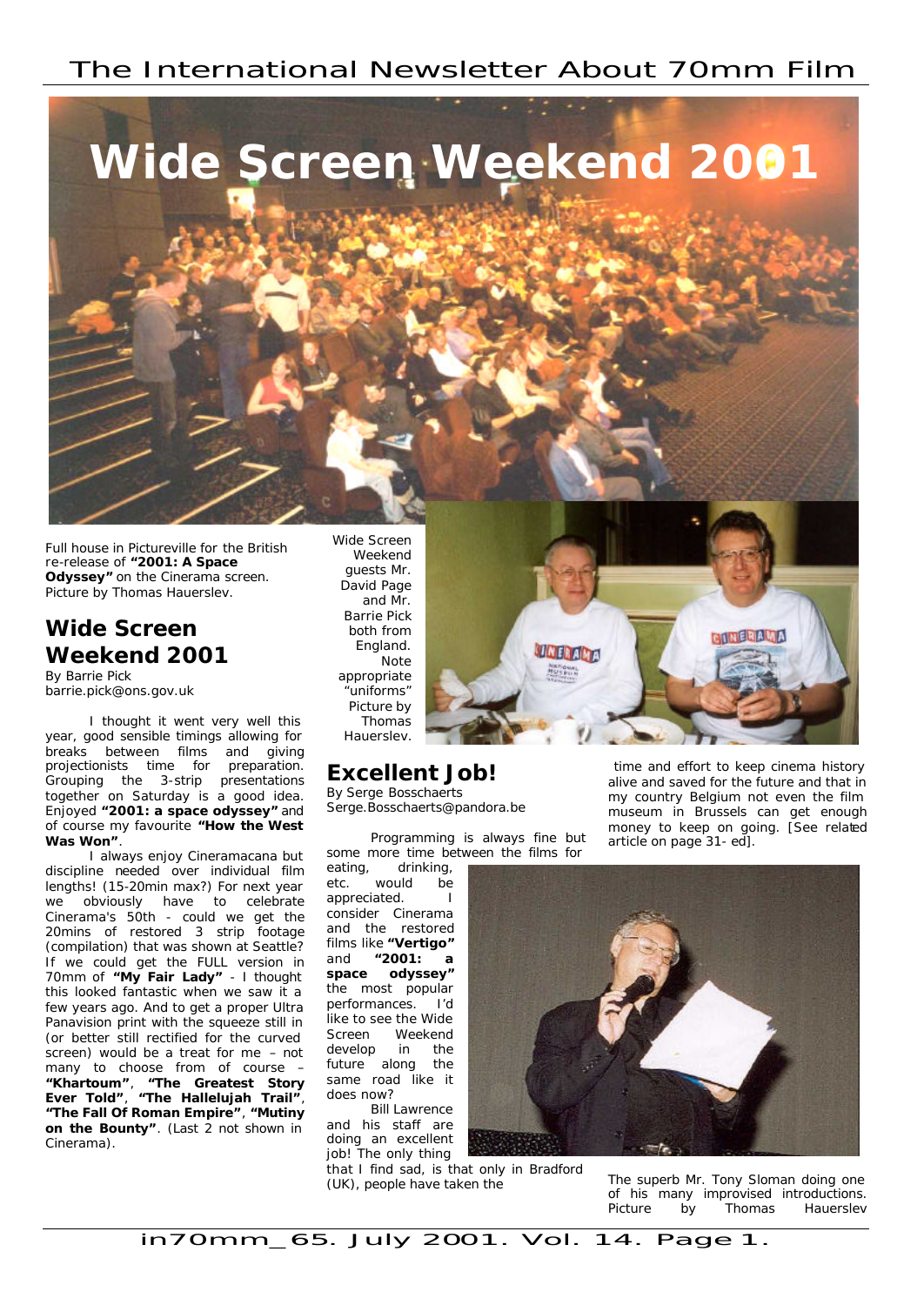# Wide Screen Weekend 2001

Full house in Pictureville for the British re-release of **"2001: A Space Odyssey"** on the Cinerama screen. Picture by Thomas Hauerslev.

## Wide Screen Weekend 2001

By Barrie Pick
barrie.pick@ons.gov.uk

I thought it went very well this year, good sensible timings allowing for breaks between films and giving projectionists time for preparation. Grouping the 3-strip presentations together on Saturday is a good idea. Enjoyed **"2001: a space odyssey"** and of course my favourite **"How the West Was Won"**.

I always enjoy Cineramacana but discipline needed over individual film lengths! (15-20min max?) For next year we obviously have to celebrate Cinerama's 50th - could we get the 20mins of restored 3 strip footage (compilation) that was shown at Seattle? If we could get the FULL version in 70mm of **"My Fair Lady"** - I thought this looked fantastic when we saw it a few years ago. And to get a proper Ultra Panavision print with the squeeze still in (or better still rectified for the curved screen) would be a treat for me – not many to choose from of course – **"Khartoum"**, **"The Greatest Story Ever Told"**, **"The Hallelujah Trail"**, **"The Fall Of Roman Empire"**, **"Mutiny on the Bounty"**. (Last 2 not shown in Cinerama).

Wide Screen Weekend guests Mr. David Page and Mr. Barrie Pick both from England. Note appropriate "uniforms" Picture by Thomas Hauerslev.

## Excellent Job!

By Serge Bosschaerts
Serge.Bosschaerts@pandora.be

Programming is always fine but some more time between the films for eating, drinking, etc. would be appreciated. I consider Cinerama and the restored films like **"Vertigo"** and **"2001: a space odyssey"** the most popular performances. I'd like to see the Wide Screen Weekend develop in the future along the same road like it does now?

Bill Lawrence and his staff are doing an excellent job! The only thing that I find sad, is that only in Bradford (UK), people have taken the time and effort to keep cinema history alive and saved for the future and that in my country Belgium not even the film museum in Brussels can get enough money to keep on going. [See related article on page 31- ed].

The superb Mr. Tony Sloman doing one of his many improvised introductions. Picture by Thomas Hauerslev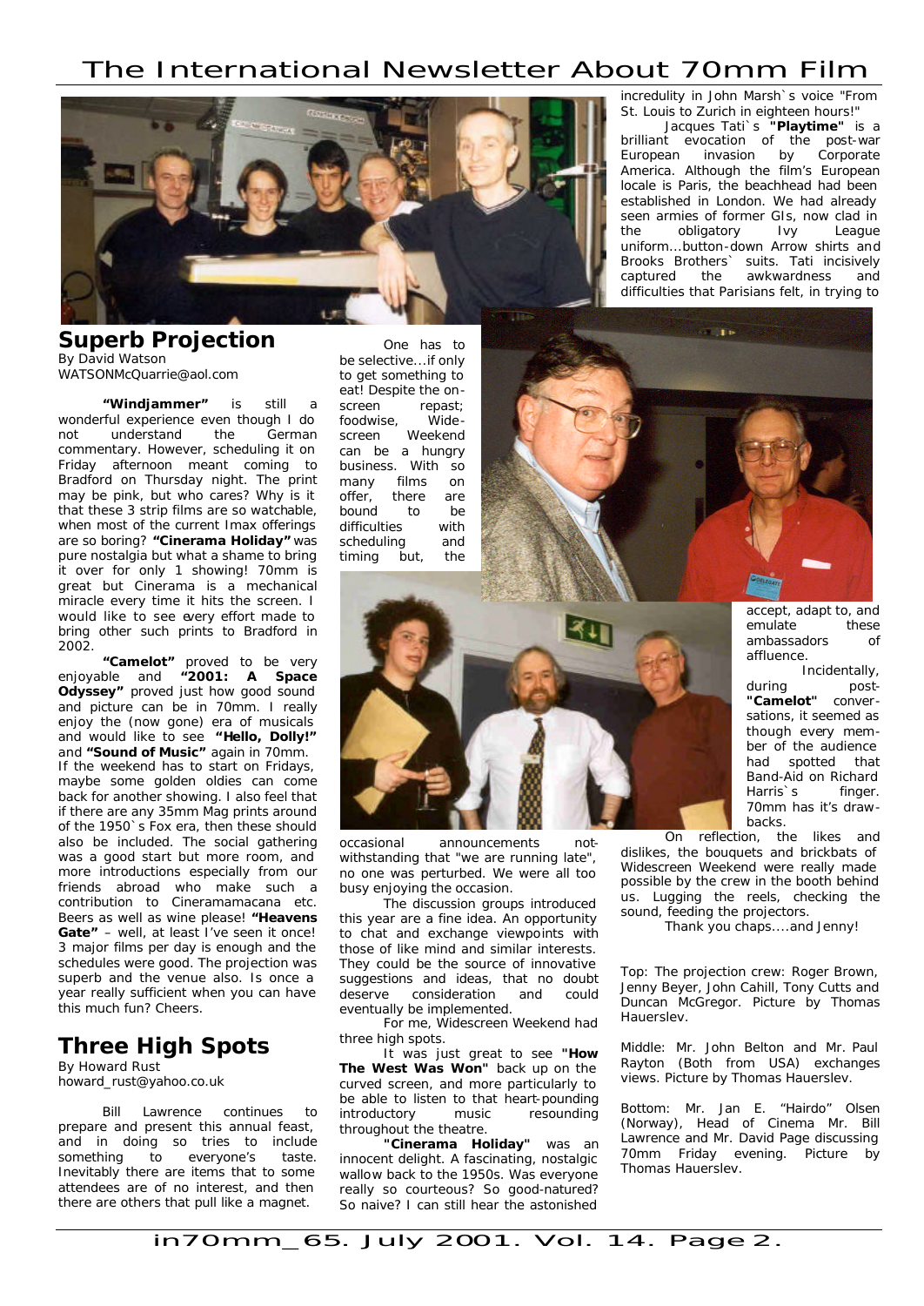## Superb Projection

By David Watson
WATSONMcQuarrie@aol.com

**"Windjammer"** is still a wonderful experience even though I do not understand the German commentary. However, scheduling it on Friday afternoon meant coming to Bradford on Thursday night. The print may be pink, but who cares? Why is it that these 3 strip films are so watchable, when most of the current Imax offerings are so boring? **"Cinerama Holiday"** was pure nostalgia but what a shame to bring it over for only 1 showing! 70mm is great but Cinerama is a mechanical miracle every time it hits the screen. I would like to see every effort made to bring other such prints to Bradford in 2002.

**"Camelot"** proved to be very enjoyable and **"2001: A Space Odyssey"** proved just how good sound and picture can be in 70mm. I really enjoy the (now gone) era of musicals and would like to see **"Hello, Dolly!"** and **"Sound of Music"** again in 70mm. If the weekend has to start on Fridays, maybe some golden oldies can come back for another showing. I also feel that if there are any 35mm Mag prints around of the 1950`s Fox era, then these should also be included. The social gathering was a good start but more room, and more introductions especially from our friends abroad who make such a contribution to Cineramamacana etc. Beers as well as wine please! **"Heavens Gate"** – well, at least I've seen it once! 3 major films per day is enough and the schedules were good. The projection was superb and the venue also. Is once a year really sufficient when you can have this much fun? Cheers.

## Three High Spots

By Howard Rust
howard_rust@yahoo.co.uk

Bill Lawrence continues to prepare and present this annual feast, and in doing so tries to include something to everyone's taste. Inevitably there are items that to some attendees are of no interest, and then there are others that pull like a magnet.

One has to be selective...if only to get something to eat! Despite the on-screen repast; foodwise, Wide-screen Weekend can be a hungry business. With so many films on offer, there are bound to be difficulties with scheduling and timing but, the occasional announcements notwithstanding that "we are running late", no one was perturbed. We were all too busy enjoying the occasion.

The discussion groups introduced this year are a fine idea. An opportunity to chat and exchange viewpoints with those of like mind and similar interests. They could be the source of innovative suggestions and ideas, that no doubt deserve consideration and could eventually be implemented.

For me, Widescreen Weekend had three high spots.

It was just great to see **"How The West Was Won"** back up on the curved screen, and more particularly to be able to listen to that heart-pounding introductory music resounding throughout the theatre.

**"Cinerama Holiday"** was an innocent delight. A fascinating, nostalgic wallow back to the 1950s. Was everyone really so courteous? So good-natured? So naive? I can still hear the astonished incredulity in John Marsh`s voice "From St. Louis to Zurich in eighteen hours!"

Jacques Tati`s **"Playtime"** is a brilliant evocation of the post-war European invasion by Corporate America. Although the film's European locale is Paris, the beachhead had been established in London. We had already seen armies of former GIs, now clad in the obligatory Ivy League uniform...button-down Arrow shirts and Brooks Brothers` suits. Tati incisively captured the awkwardness and difficulties that Parisians felt, in trying to accept, adapt to, and emulate these ambassadors of affluence.

Incidentally, during post-**"Camelot"** conversations, it seemed as though every member of the audience had spotted that Band-Aid on Richard Harris`s finger. 70mm has it's draw-backs.

On reflection, the likes and dislikes, the bouquets and brickbats of Widescreen Weekend were really made possible by the crew in the booth behind us. Lugging the reels, checking the sound, feeding the projectors.

Thank you chaps....and Jenny!

Top: The projection crew: Roger Brown, Jenny Beyer, John Cahill, Tony Cutts and Duncan McGregor. Picture by Thomas Hauerslev.

Middle: Mr. John Belton and Mr. Paul Rayton (Both from USA) exchanges views. Picture by Thomas Hauerslev.

Bottom: Mr. Jan E. "Hairdo" Olsen (Norway), Head of Cinema Mr. Bill Lawrence and Mr. David Page discussing 70mm Friday evening. Picture by Thomas Hauerslev.